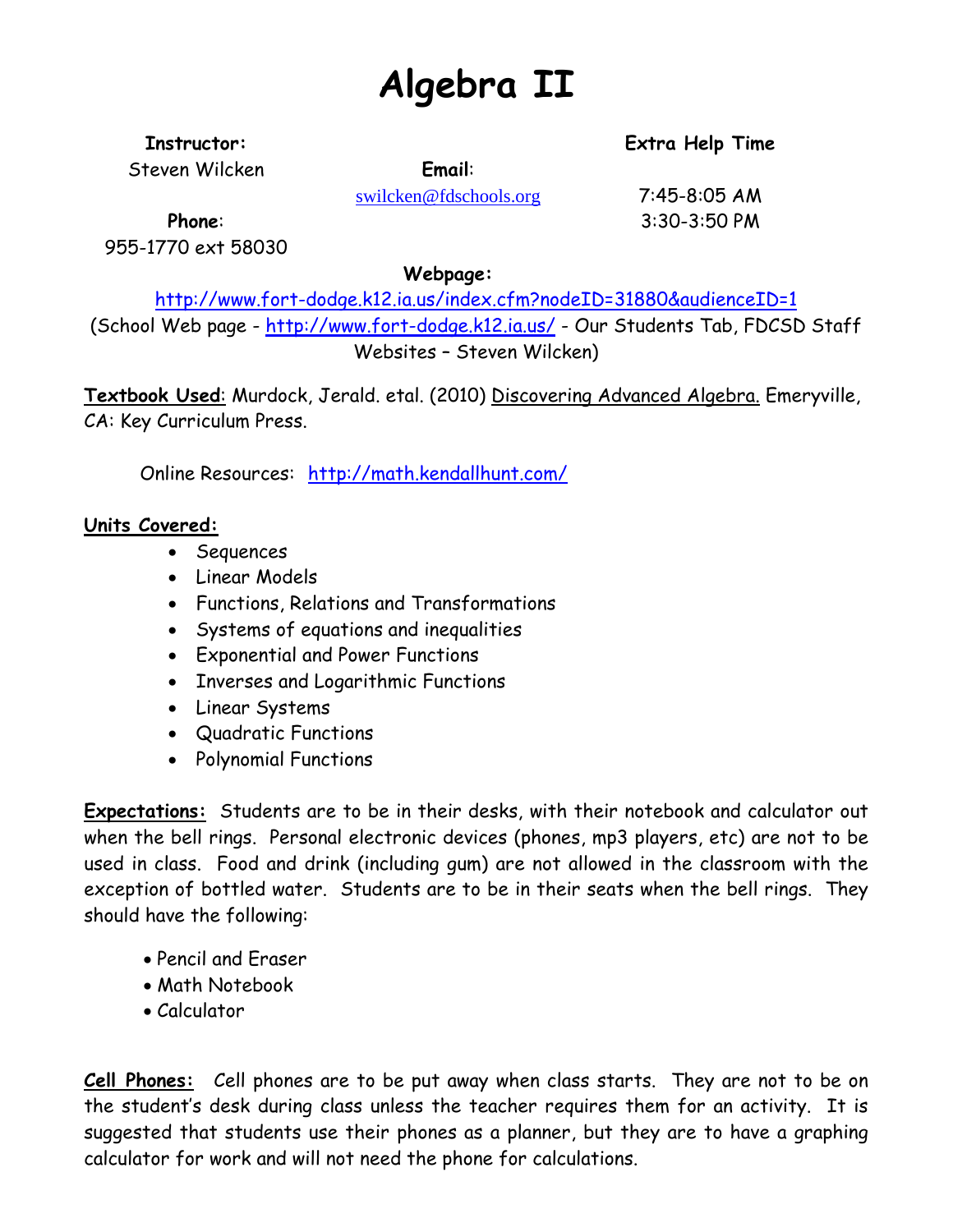# Algebra II

**Instructor:**
Steven Wilcken

**Email**:
swilcken@fdschools.org

**Extra Help Time**
7:45-8:05 AM
3:30-3:50 PM

**Phone**:
955-1770 ext 58030

**Webpage:**
http://www.fort-dodge.k12.ia.us/index.cfm?nodeID=31880&audienceID=1
(School Web page - http://www.fort-dodge.k12.ia.us/ - Our Students Tab, FDCSD Staff Websites – Steven Wilcken)

**Textbook Used**: Murdock, Jerald. etal. (2010) Discovering Advanced Algebra. Emeryville, CA: Key Curriculum Press.

Online Resources: http://math.kendallhunt.com/

**Units Covered:**

- Sequences
- Linear Models
- Functions, Relations and Transformations
- Systems of equations and inequalities
- Exponential and Power Functions
- Inverses and Logarithmic Functions
- Linear Systems
- Quadratic Functions
- Polynomial Functions

**Expectations:** Students are to be in their desks, with their notebook and calculator out when the bell rings. Personal electronic devices (phones, mp3 players, etc) are not to be used in class. Food and drink (including gum) are not allowed in the classroom with the exception of bottled water. Students are to be in their seats when the bell rings. They should have the following:

- Pencil and Eraser
- Math Notebook
- Calculator

**Cell Phones:** Cell phones are to be put away when class starts. They are not to be on the student's desk during class unless the teacher requires them for an activity. It is suggested that students use their phones as a planner, but they are to have a graphing calculator for work and will not need the phone for calculations.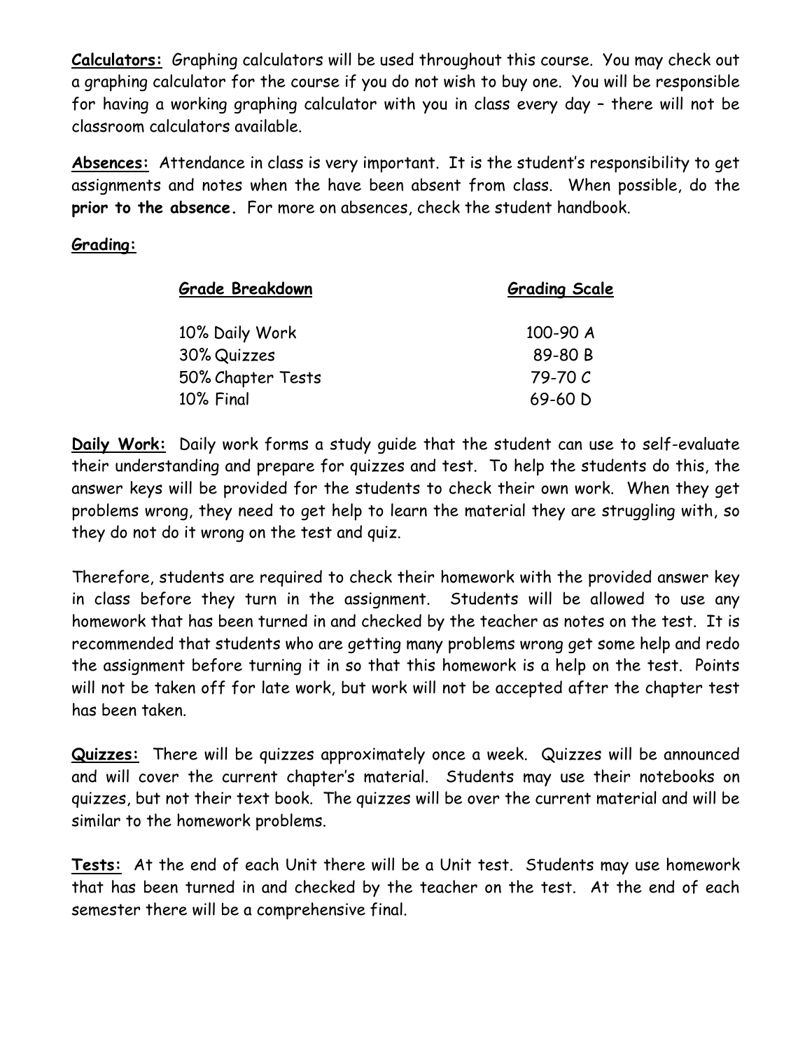**Calculators:** Graphing calculators will be used throughout this course. You may check out a graphing calculator for the course if you do not wish to buy one. You will be responsible for having a working graphing calculator with you in class every day – there will not be classroom calculators available.

**Absences:** Attendance in class is very important. It is the student's responsibility to get assignments and notes when the have been absent from class. When possible, do the **prior to the absence.** For more on absences, check the student handbook.

**Grading:**

| Grade Breakdown | Grading Scale |
|---|---|
| 10% Daily Work | 100-90 A |
| 30% Quizzes | 89-80 B |
| 50% Chapter Tests | 79-70 C |
| 10% Final | 69-60 D |

**Daily Work:** Daily work forms a study guide that the student can use to self-evaluate their understanding and prepare for quizzes and test. To help the students do this, the answer keys will be provided for the students to check their own work. When they get problems wrong, they need to get help to learn the material they are struggling with, so they do not do it wrong on the test and quiz.

Therefore, students are required to check their homework with the provided answer key in class before they turn in the assignment. Students will be allowed to use any homework that has been turned in and checked by the teacher as notes on the test. It is recommended that students who are getting many problems wrong get some help and redo the assignment before turning it in so that this homework is a help on the test. Points will not be taken off for late work, but work will not be accepted after the chapter test has been taken.

**Quizzes:** There will be quizzes approximately once a week. Quizzes will be announced and will cover the current chapter's material. Students may use their notebooks on quizzes, but not their text book. The quizzes will be over the current material and will be similar to the homework problems.

**Tests:** At the end of each Unit there will be a Unit test. Students may use homework that has been turned in and checked by the teacher on the test. At the end of each semester there will be a comprehensive final.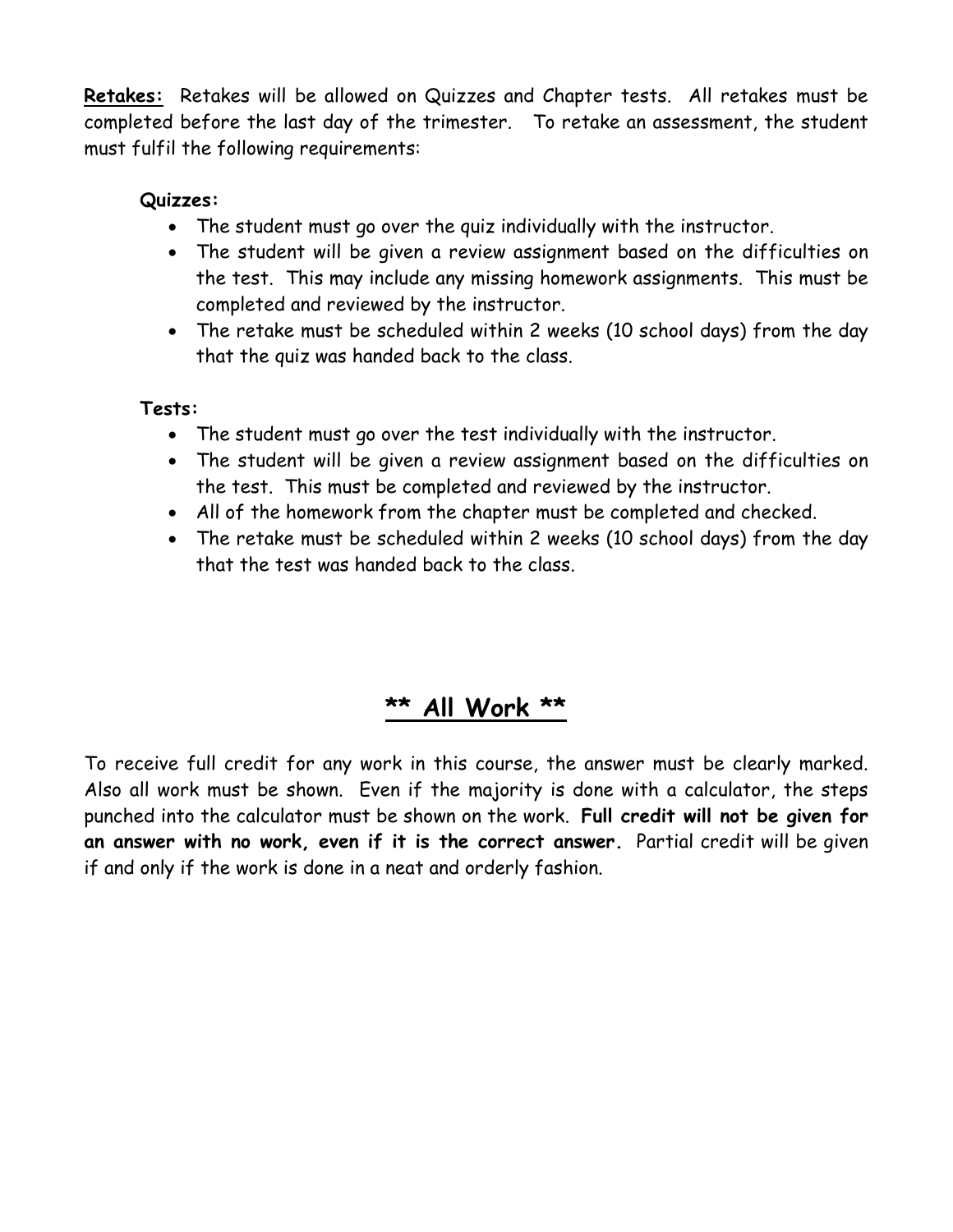**Retakes:** Retakes will be allowed on Quizzes and Chapter tests. All retakes must be completed before the last day of the trimester. To retake an assessment, the student must fulfil the following requirements:

**Quizzes:**

- The student must go over the quiz individually with the instructor.
- The student will be given a review assignment based on the difficulties on the test. This may include any missing homework assignments. This must be completed and reviewed by the instructor.
- The retake must be scheduled within 2 weeks (10 school days) from the day that the quiz was handed back to the class.

**Tests:**

- The student must go over the test individually with the instructor.
- The student will be given a review assignment based on the difficulties on the test. This must be completed and reviewed by the instructor.
- All of the homework from the chapter must be completed and checked.
- The retake must be scheduled within 2 weeks (10 school days) from the day that the test was handed back to the class.

## ** All Work **

To receive full credit for any work in this course, the answer must be clearly marked. Also all work must be shown. Even if the majority is done with a calculator, the steps punched into the calculator must be shown on the work. **Full credit will not be given for an answer with no work, even if it is the correct answer.** Partial credit will be given if and only if the work is done in a neat and orderly fashion.